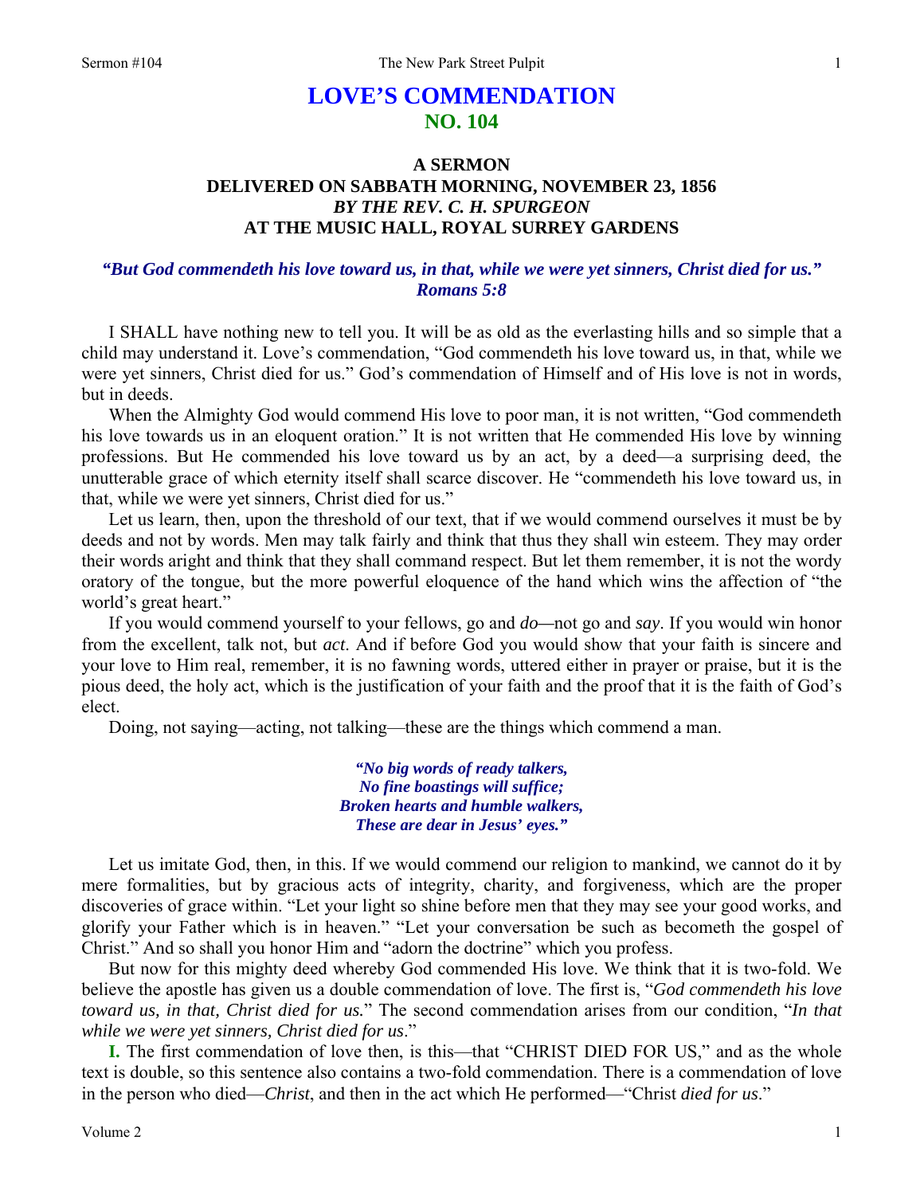# LOVE'S COMMENDATION
## NO. 104

### A SERMON
### DELIVERED ON SABBATH MORNING, NOVEMBER 23, 1856
### *BY THE REV. C. H. SPURGEON*
### AT THE MUSIC HALL, ROYAL SURREY GARDENS

***"But God commendeth his love toward us, in that, while we were yet sinners, Christ died for us." Romans 5:8***

I SHALL have nothing new to tell you. It will be as old as the everlasting hills and so simple that a child may understand it. Love's commendation, "God commendeth his love toward us, in that, while we were yet sinners, Christ died for us." God's commendation of Himself and of His love is not in words, but in deeds.

When the Almighty God would commend His love to poor man, it is not written, "God commendeth his love towards us in an eloquent oration." It is not written that He commended His love by winning professions. But He commended his love toward us by an act, by a deed—a surprising deed, the unutterable grace of which eternity itself shall scarce discover. He "commendeth his love toward us, in that, while we were yet sinners, Christ died for us."

Let us learn, then, upon the threshold of our text, that if we would commend ourselves it must be by deeds and not by words. Men may talk fairly and think that thus they shall win esteem. They may order their words aright and think that they shall command respect. But let them remember, it is not the wordy oratory of the tongue, but the more powerful eloquence of the hand which wins the affection of "the world's great heart."

If you would commend yourself to your fellows, go and *do*—not go and *say*. If you would win honor from the excellent, talk not, but *act*. And if before God you would show that your faith is sincere and your love to Him real, remember, it is no fawning words, uttered either in prayer or praise, but it is the pious deed, the holy act, which is the justification of your faith and the proof that it is the faith of God's elect.

Doing, not saying—acting, not talking—these are the things which commend a man.

> ***"No big words of ready talkers,***
> ***No fine boastings will suffice;***
> ***Broken hearts and humble walkers,***
> ***These are dear in Jesus' eyes."***

Let us imitate God, then, in this. If we would commend our religion to mankind, we cannot do it by mere formalities, but by gracious acts of integrity, charity, and forgiveness, which are the proper discoveries of grace within. "Let your light so shine before men that they may see your good works, and glorify your Father which is in heaven." "Let your conversation be such as becometh the gospel of Christ." And so shall you honor Him and "adorn the doctrine" which you profess.

But now for this mighty deed whereby God commended His love. We think that it is two-fold. We believe the apostle has given us a double commendation of love. The first is, "*God commendeth his love toward us, in that, Christ died for us.*" The second commendation arises from our condition, "*In that while we were yet sinners, Christ died for us*."

**I.** The first commendation of love then, is this—that "CHRIST DIED FOR US," and as the whole text is double, so this sentence also contains a two-fold commendation. There is a commendation of love in the person who died—*Christ*, and then in the act which He performed—"Christ *died for us*."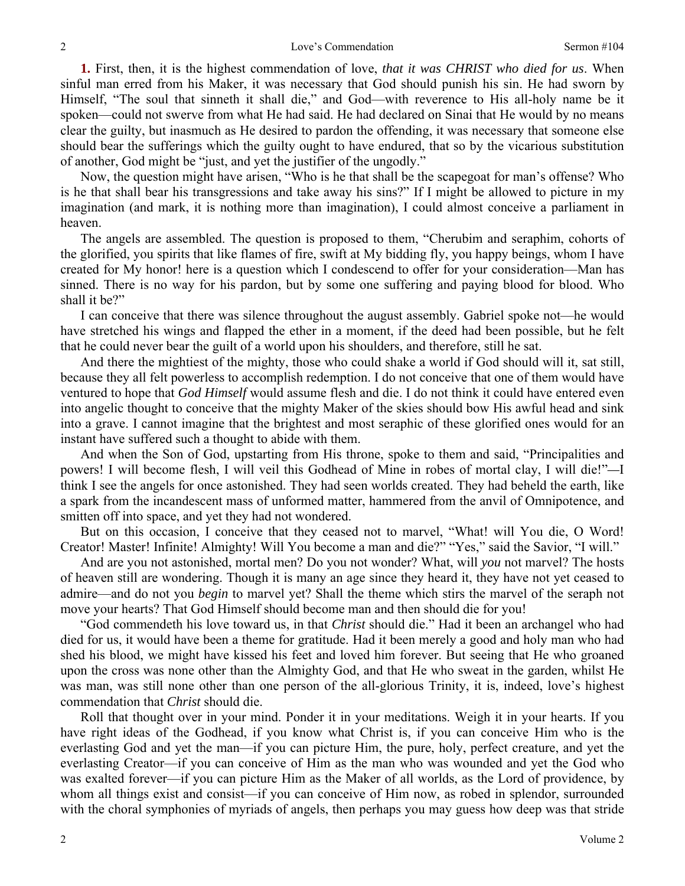**1.** First, then, it is the highest commendation of love, *that it was CHRIST who died for us*. When sinful man erred from his Maker, it was necessary that God should punish his sin. He had sworn by Himself, "The soul that sinneth it shall die," and God—with reverence to His all-holy name be it spoken—could not swerve from what He had said. He had declared on Sinai that He would by no means clear the guilty, but inasmuch as He desired to pardon the offending, it was necessary that someone else should bear the sufferings which the guilty ought to have endured, that so by the vicarious substitution of another, God might be "just, and yet the justifier of the ungodly."

Now, the question might have arisen, "Who is he that shall be the scapegoat for man's offense? Who is he that shall bear his transgressions and take away his sins?" If I might be allowed to picture in my imagination (and mark, it is nothing more than imagination), I could almost conceive a parliament in heaven.

The angels are assembled. The question is proposed to them, "Cherubim and seraphim, cohorts of the glorified, you spirits that like flames of fire, swift at My bidding fly, you happy beings, whom I have created for My honor! here is a question which I condescend to offer for your consideration—Man has sinned. There is no way for his pardon, but by some one suffering and paying blood for blood. Who shall it be?"

I can conceive that there was silence throughout the august assembly. Gabriel spoke not—he would have stretched his wings and flapped the ether in a moment, if the deed had been possible, but he felt that he could never bear the guilt of a world upon his shoulders, and therefore, still he sat.

And there the mightiest of the mighty, those who could shake a world if God should will it, sat still, because they all felt powerless to accomplish redemption. I do not conceive that one of them would have ventured to hope that *God Himself* would assume flesh and die. I do not think it could have entered even into angelic thought to conceive that the mighty Maker of the skies should bow His awful head and sink into a grave. I cannot imagine that the brightest and most seraphic of these glorified ones would for an instant have suffered such a thought to abide with them.

And when the Son of God, upstarting from His throne, spoke to them and said, "Principalities and powers! I will become flesh, I will veil this Godhead of Mine in robes of mortal clay, I will die!"—I think I see the angels for once astonished. They had seen worlds created. They had beheld the earth, like a spark from the incandescent mass of unformed matter, hammered from the anvil of Omnipotence, and smitten off into space, and yet they had not wondered.

But on this occasion, I conceive that they ceased not to marvel, "What! will You die, O Word! Creator! Master! Infinite! Almighty! Will You become a man and die?" "Yes," said the Savior, "I will."

And are you not astonished, mortal men? Do you not wonder? What, will *you* not marvel? The hosts of heaven still are wondering. Though it is many an age since they heard it, they have not yet ceased to admire—and do not you *begin* to marvel yet? Shall the theme which stirs the marvel of the seraph not move your hearts? That God Himself should become man and then should die for you!

"God commendeth his love toward us, in that *Christ* should die." Had it been an archangel who had died for us, it would have been a theme for gratitude. Had it been merely a good and holy man who had shed his blood, we might have kissed his feet and loved him forever. But seeing that He who groaned upon the cross was none other than the Almighty God, and that He who sweat in the garden, whilst He was man, was still none other than one person of the all-glorious Trinity, it is, indeed, love's highest commendation that *Christ* should die.

Roll that thought over in your mind. Ponder it in your meditations. Weigh it in your hearts. If you have right ideas of the Godhead, if you know what Christ is, if you can conceive Him who is the everlasting God and yet the man—if you can picture Him, the pure, holy, perfect creature, and yet the everlasting Creator—if you can conceive of Him as the man who was wounded and yet the God who was exalted forever—if you can picture Him as the Maker of all worlds, as the Lord of providence, by whom all things exist and consist—if you can conceive of Him now, as robed in splendor, surrounded with the choral symphonies of myriads of angels, then perhaps you may guess how deep was that stride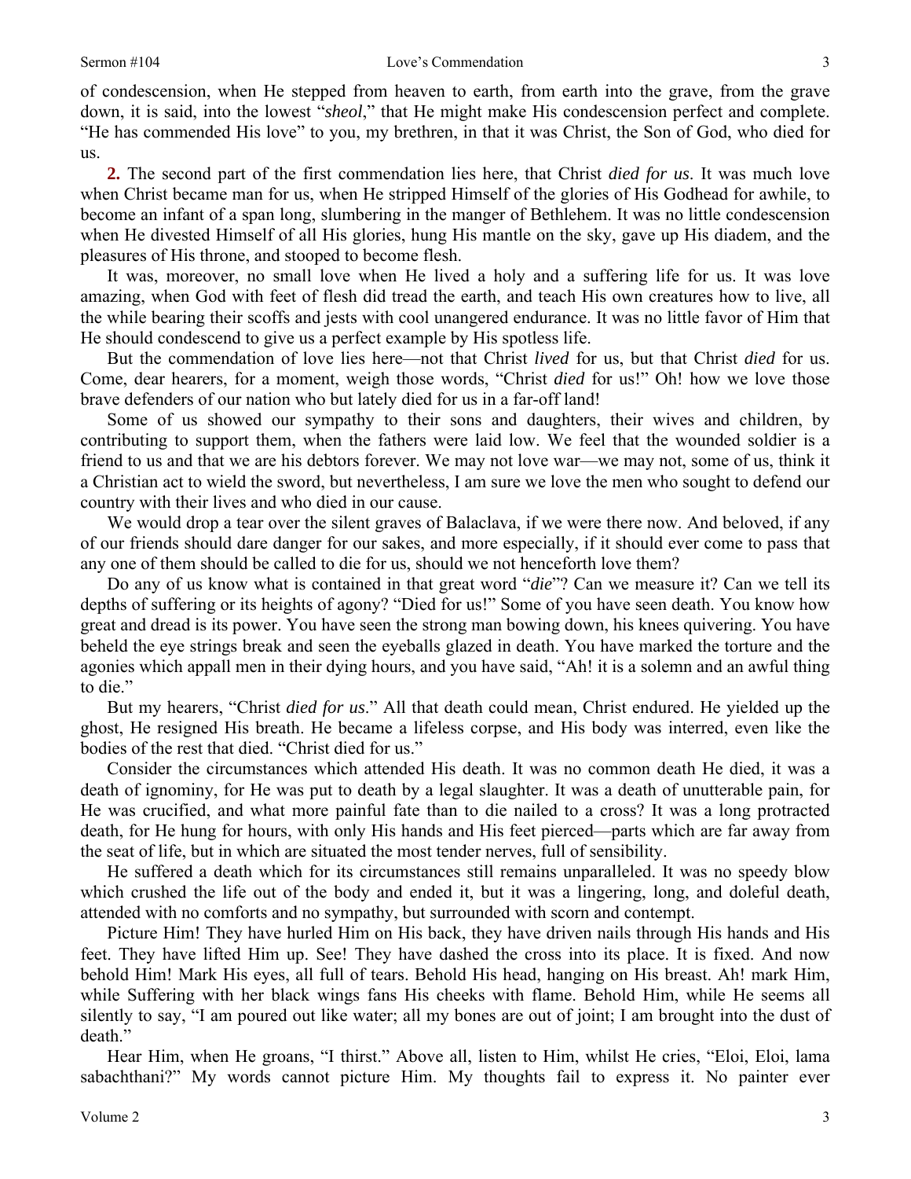of condescension, when He stepped from heaven to earth, from earth into the grave, from the grave down, it is said, into the lowest "*sheol*," that He might make His condescension perfect and complete. "He has commended His love" to you, my brethren, in that it was Christ, the Son of God, who died for us.

**2.** The second part of the first commendation lies here, that Christ *died for us*. It was much love when Christ became man for us, when He stripped Himself of the glories of His Godhead for awhile, to become an infant of a span long, slumbering in the manger of Bethlehem. It was no little condescension when He divested Himself of all His glories, hung His mantle on the sky, gave up His diadem, and the pleasures of His throne, and stooped to become flesh.

It was, moreover, no small love when He lived a holy and a suffering life for us. It was love amazing, when God with feet of flesh did tread the earth, and teach His own creatures how to live, all the while bearing their scoffs and jests with cool unangered endurance. It was no little favor of Him that He should condescend to give us a perfect example by His spotless life.

But the commendation of love lies here—not that Christ *lived* for us, but that Christ *died* for us. Come, dear hearers, for a moment, weigh those words, "Christ *died* for us!" Oh! how we love those brave defenders of our nation who but lately died for us in a far-off land!

Some of us showed our sympathy to their sons and daughters, their wives and children, by contributing to support them, when the fathers were laid low. We feel that the wounded soldier is a friend to us and that we are his debtors forever. We may not love war—we may not, some of us, think it a Christian act to wield the sword, but nevertheless, I am sure we love the men who sought to defend our country with their lives and who died in our cause.

We would drop a tear over the silent graves of Balaclava, if we were there now. And beloved, if any of our friends should dare danger for our sakes, and more especially, if it should ever come to pass that any one of them should be called to die for us, should we not henceforth love them?

Do any of us know what is contained in that great word "*die*"? Can we measure it? Can we tell its depths of suffering or its heights of agony? "Died for us!" Some of you have seen death. You know how great and dread is its power. You have seen the strong man bowing down, his knees quivering. You have beheld the eye strings break and seen the eyeballs glazed in death. You have marked the torture and the agonies which appall men in their dying hours, and you have said, "Ah! it is a solemn and an awful thing to die."

But my hearers, "Christ *died for us*." All that death could mean, Christ endured. He yielded up the ghost, He resigned His breath. He became a lifeless corpse, and His body was interred, even like the bodies of the rest that died. "Christ died for us."

Consider the circumstances which attended His death. It was no common death He died, it was a death of ignominy, for He was put to death by a legal slaughter. It was a death of unutterable pain, for He was crucified, and what more painful fate than to die nailed to a cross? It was a long protracted death, for He hung for hours, with only His hands and His feet pierced—parts which are far away from the seat of life, but in which are situated the most tender nerves, full of sensibility.

He suffered a death which for its circumstances still remains unparalleled. It was no speedy blow which crushed the life out of the body and ended it, but it was a lingering, long, and doleful death, attended with no comforts and no sympathy, but surrounded with scorn and contempt.

Picture Him! They have hurled Him on His back, they have driven nails through His hands and His feet. They have lifted Him up. See! They have dashed the cross into its place. It is fixed. And now behold Him! Mark His eyes, all full of tears. Behold His head, hanging on His breast. Ah! mark Him, while Suffering with her black wings fans His cheeks with flame. Behold Him, while He seems all silently to say, "I am poured out like water; all my bones are out of joint; I am brought into the dust of death."

Hear Him, when He groans, "I thirst." Above all, listen to Him, whilst He cries, "Eloi, Eloi, lama sabachthani?" My words cannot picture Him. My thoughts fail to express it. No painter ever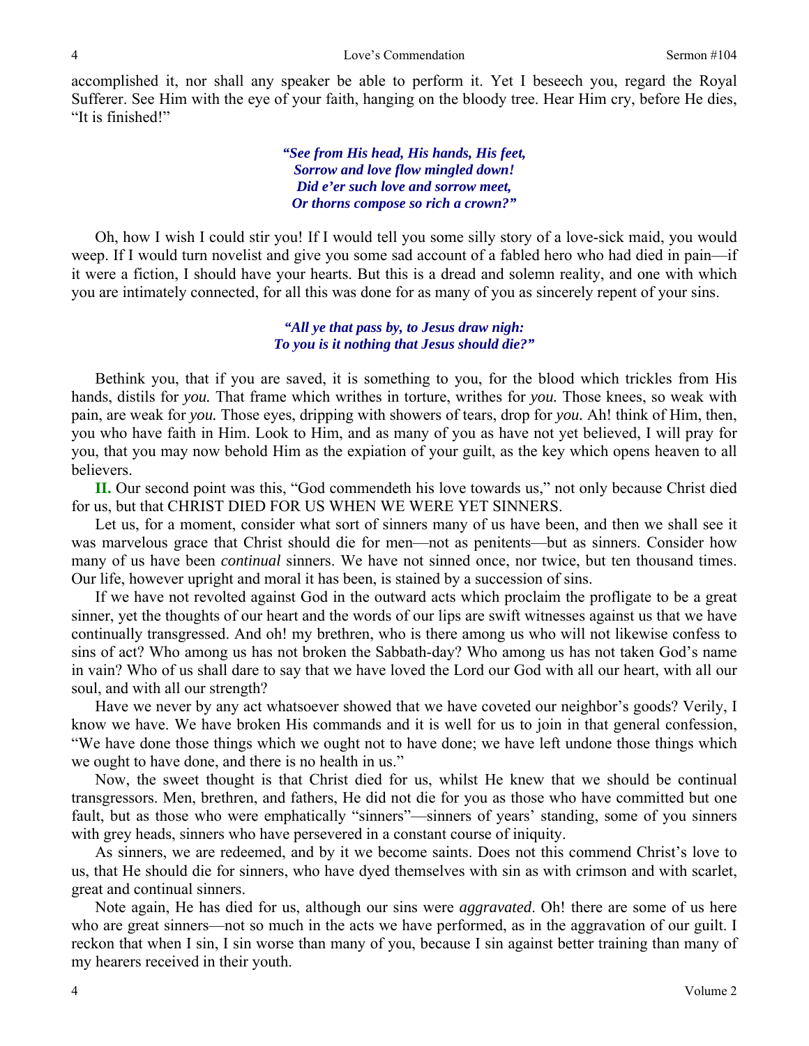accomplished it, nor shall any speaker be able to perform it. Yet I beseech you, regard the Royal Sufferer. See Him with the eye of your faith, hanging on the bloody tree. Hear Him cry, before He dies, "It is finished!"

> ***"See from His head, His hands, His feet,***
> ***Sorrow and love flow mingled down!***
> ***Did e'er such love and sorrow meet,***
> ***Or thorns compose so rich a crown?"***

Oh, how I wish I could stir you! If I would tell you some silly story of a love-sick maid, you would weep. If I would turn novelist and give you some sad account of a fabled hero who had died in pain—if it were a fiction, I should have your hearts. But this is a dread and solemn reality, and one with which you are intimately connected, for all this was done for as many of you as sincerely repent of your sins.

> ***"All ye that pass by, to Jesus draw nigh:***
> ***To you is it nothing that Jesus should die?"***

Bethink you, that if you are saved, it is something to you, for the blood which trickles from His hands, distils for *you.* That frame which writhes in torture, writhes for *you.* Those knees, so weak with pain, are weak for *you.* Those eyes, dripping with showers of tears, drop for *you.* Ah! think of Him, then, you who have faith in Him. Look to Him, and as many of you as have not yet believed, I will pray for you, that you may now behold Him as the expiation of your guilt, as the key which opens heaven to all believers.

**II.** Our second point was this, "God commendeth his love towards us," not only because Christ died for us, but that CHRIST DIED FOR US WHEN WE WERE YET SINNERS.

Let us, for a moment, consider what sort of sinners many of us have been, and then we shall see it was marvelous grace that Christ should die for men—not as penitents—but as sinners. Consider how many of us have been *continual* sinners. We have not sinned once, nor twice, but ten thousand times. Our life, however upright and moral it has been, is stained by a succession of sins.

If we have not revolted against God in the outward acts which proclaim the profligate to be a great sinner, yet the thoughts of our heart and the words of our lips are swift witnesses against us that we have continually transgressed. And oh! my brethren, who is there among us who will not likewise confess to sins of act? Who among us has not broken the Sabbath-day? Who among us has not taken God's name in vain? Who of us shall dare to say that we have loved the Lord our God with all our heart, with all our soul, and with all our strength?

Have we never by any act whatsoever showed that we have coveted our neighbor's goods? Verily, I know we have. We have broken His commands and it is well for us to join in that general confession, "We have done those things which we ought not to have done; we have left undone those things which we ought to have done, and there is no health in us."

Now, the sweet thought is that Christ died for us, whilst He knew that we should be continual transgressors. Men, brethren, and fathers, He did not die for you as those who have committed but one fault, but as those who were emphatically "sinners"—sinners of years' standing, some of you sinners with grey heads, sinners who have persevered in a constant course of iniquity.

As sinners, we are redeemed, and by it we become saints. Does not this commend Christ's love to us, that He should die for sinners, who have dyed themselves with sin as with crimson and with scarlet, great and continual sinners.

Note again, He has died for us, although our sins were *aggravated*. Oh! there are some of us here who are great sinners—not so much in the acts we have performed, as in the aggravation of our guilt. I reckon that when I sin, I sin worse than many of you, because I sin against better training than many of my hearers received in their youth.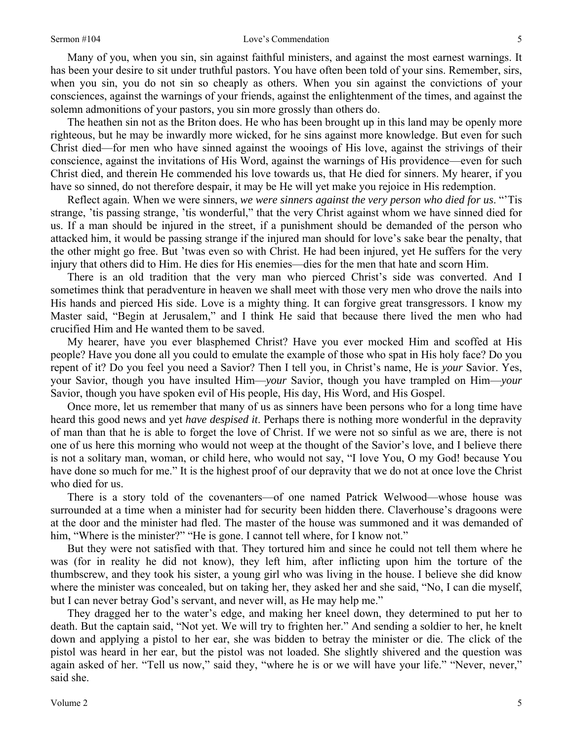Many of you, when you sin, sin against faithful ministers, and against the most earnest warnings. It has been your desire to sit under truthful pastors. You have often been told of your sins. Remember, sirs, when you sin, you do not sin so cheaply as others. When you sin against the convictions of your consciences, against the warnings of your friends, against the enlightenment of the times, and against the solemn admonitions of your pastors, you sin more grossly than others do.

The heathen sin not as the Briton does. He who has been brought up in this land may be openly more righteous, but he may be inwardly more wicked, for he sins against more knowledge. But even for such Christ died—for men who have sinned against the wooings of His love, against the strivings of their conscience, against the invitations of His Word, against the warnings of His providence—even for such Christ died, and therein He commended his love towards us, that He died for sinners. My hearer, if you have so sinned, do not therefore despair, it may be He will yet make you rejoice in His redemption.

Reflect again. When we were sinners, *we were sinners against the very person who died for us*. "'Tis strange, 'tis passing strange, 'tis wonderful," that the very Christ against whom we have sinned died for us. If a man should be injured in the street, if a punishment should be demanded of the person who attacked him, it would be passing strange if the injured man should for love's sake bear the penalty, that the other might go free. But 'twas even so with Christ. He had been injured, yet He suffers for the very injury that others did to Him. He dies for His enemies—dies for the men that hate and scorn Him.

There is an old tradition that the very man who pierced Christ's side was converted. And I sometimes think that peradventure in heaven we shall meet with those very men who drove the nails into His hands and pierced His side. Love is a mighty thing. It can forgive great transgressors. I know my Master said, "Begin at Jerusalem," and I think He said that because there lived the men who had crucified Him and He wanted them to be saved.

My hearer, have you ever blasphemed Christ? Have you ever mocked Him and scoffed at His people? Have you done all you could to emulate the example of those who spat in His holy face? Do you repent of it? Do you feel you need a Savior? Then I tell you, in Christ's name, He is *your* Savior. Yes, your Savior, though you have insulted Him—*your* Savior, though you have trampled on Him—*your* Savior, though you have spoken evil of His people, His day, His Word, and His Gospel.

Once more, let us remember that many of us as sinners have been persons who for a long time have heard this good news and yet *have despised it*. Perhaps there is nothing more wonderful in the depravity of man than that he is able to forget the love of Christ. If we were not so sinful as we are, there is not one of us here this morning who would not weep at the thought of the Savior's love, and I believe there is not a solitary man, woman, or child here, who would not say, "I love You, O my God! because You have done so much for me." It is the highest proof of our depravity that we do not at once love the Christ who died for us.

There is a story told of the covenanters—of one named Patrick Welwood—whose house was surrounded at a time when a minister had for security been hidden there. Claverhouse's dragoons were at the door and the minister had fled. The master of the house was summoned and it was demanded of him, "Where is the minister?" "He is gone. I cannot tell where, for I know not."

But they were not satisfied with that. They tortured him and since he could not tell them where he was (for in reality he did not know), they left him, after inflicting upon him the torture of the thumbscrew, and they took his sister, a young girl who was living in the house. I believe she did know where the minister was concealed, but on taking her, they asked her and she said, "No, I can die myself, but I can never betray God's servant, and never will, as He may help me."

They dragged her to the water's edge, and making her kneel down, they determined to put her to death. But the captain said, "Not yet. We will try to frighten her." And sending a soldier to her, he knelt down and applying a pistol to her ear, she was bidden to betray the minister or die. The click of the pistol was heard in her ear, but the pistol was not loaded. She slightly shivered and the question was again asked of her. "Tell us now," said they, "where he is or we will have your life." "Never, never," said she.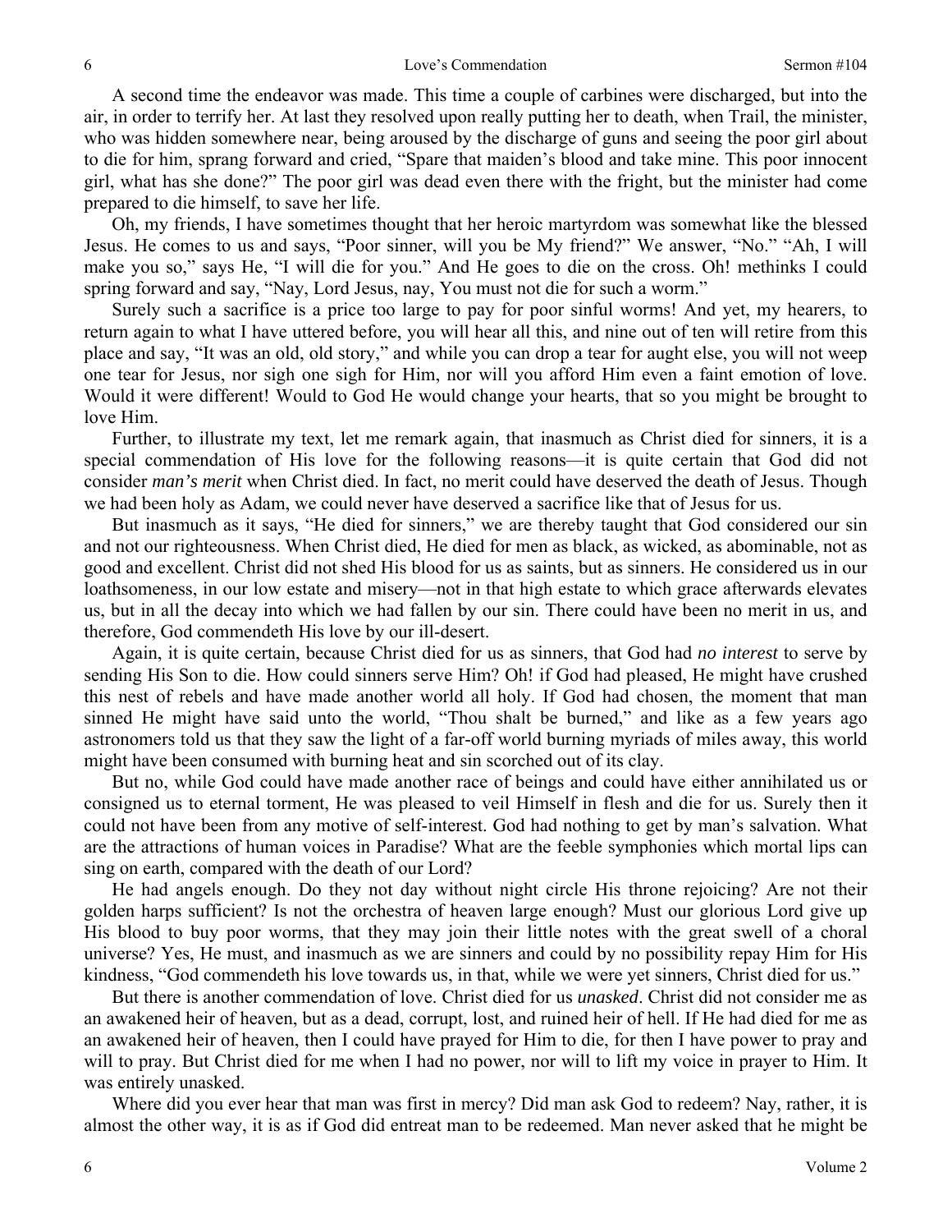A second time the endeavor was made. This time a couple of carbines were discharged, but into the air, in order to terrify her. At last they resolved upon really putting her to death, when Trail, the minister, who was hidden somewhere near, being aroused by the discharge of guns and seeing the poor girl about to die for him, sprang forward and cried, "Spare that maiden's blood and take mine. This poor innocent girl, what has she done?" The poor girl was dead even there with the fright, but the minister had come prepared to die himself, to save her life.

Oh, my friends, I have sometimes thought that her heroic martyrdom was somewhat like the blessed Jesus. He comes to us and says, "Poor sinner, will you be My friend?" We answer, "No." "Ah, I will make you so," says He, "I will die for you." And He goes to die on the cross. Oh! methinks I could spring forward and say, "Nay, Lord Jesus, nay, You must not die for such a worm."

Surely such a sacrifice is a price too large to pay for poor sinful worms! And yet, my hearers, to return again to what I have uttered before, you will hear all this, and nine out of ten will retire from this place and say, "It was an old, old story," and while you can drop a tear for aught else, you will not weep one tear for Jesus, nor sigh one sigh for Him, nor will you afford Him even a faint emotion of love. Would it were different! Would to God He would change your hearts, that so you might be brought to love Him.

Further, to illustrate my text, let me remark again, that inasmuch as Christ died for sinners, it is a special commendation of His love for the following reasons—it is quite certain that God did not consider *man's merit* when Christ died. In fact, no merit could have deserved the death of Jesus. Though we had been holy as Adam, we could never have deserved a sacrifice like that of Jesus for us.

But inasmuch as it says, "He died for sinners," we are thereby taught that God considered our sin and not our righteousness. When Christ died, He died for men as black, as wicked, as abominable, not as good and excellent. Christ did not shed His blood for us as saints, but as sinners. He considered us in our loathsomeness, in our low estate and misery—not in that high estate to which grace afterwards elevates us, but in all the decay into which we had fallen by our sin. There could have been no merit in us, and therefore, God commendeth His love by our ill-desert.

Again, it is quite certain, because Christ died for us as sinners, that God had *no interest* to serve by sending His Son to die. How could sinners serve Him? Oh! if God had pleased, He might have crushed this nest of rebels and have made another world all holy. If God had chosen, the moment that man sinned He might have said unto the world, "Thou shalt be burned," and like as a few years ago astronomers told us that they saw the light of a far-off world burning myriads of miles away, this world might have been consumed with burning heat and sin scorched out of its clay.

But no, while God could have made another race of beings and could have either annihilated us or consigned us to eternal torment, He was pleased to veil Himself in flesh and die for us. Surely then it could not have been from any motive of self-interest. God had nothing to get by man's salvation. What are the attractions of human voices in Paradise? What are the feeble symphonies which mortal lips can sing on earth, compared with the death of our Lord?

He had angels enough. Do they not day without night circle His throne rejoicing? Are not their golden harps sufficient? Is not the orchestra of heaven large enough? Must our glorious Lord give up His blood to buy poor worms, that they may join their little notes with the great swell of a choral universe? Yes, He must, and inasmuch as we are sinners and could by no possibility repay Him for His kindness, "God commendeth his love towards us, in that, while we were yet sinners, Christ died for us."

But there is another commendation of love. Christ died for us *unasked*. Christ did not consider me as an awakened heir of heaven, but as a dead, corrupt, lost, and ruined heir of hell. If He had died for me as an awakened heir of heaven, then I could have prayed for Him to die, for then I have power to pray and will to pray. But Christ died for me when I had no power, nor will to lift my voice in prayer to Him. It was entirely unasked.

Where did you ever hear that man was first in mercy? Did man ask God to redeem? Nay, rather, it is almost the other way, it is as if God did entreat man to be redeemed. Man never asked that he might be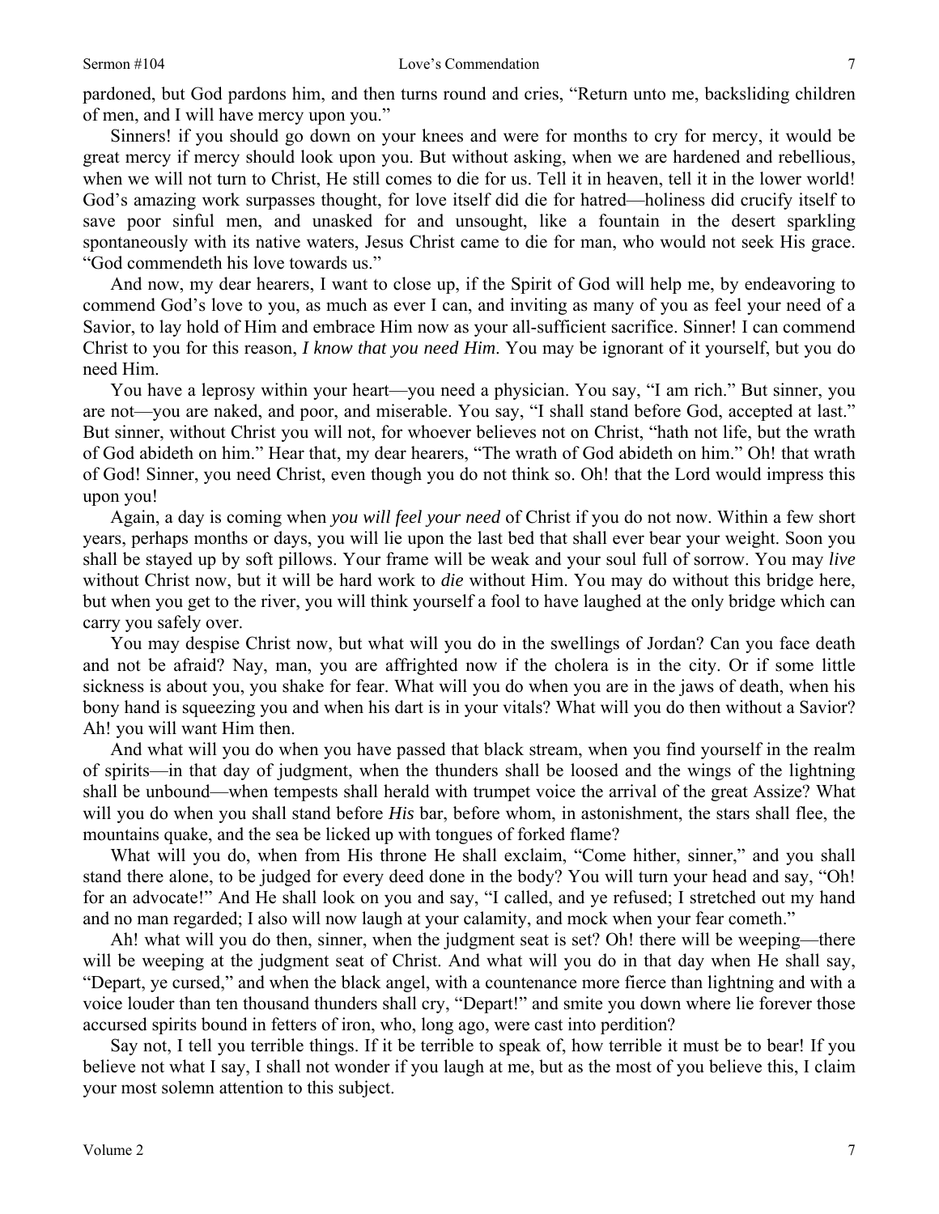pardoned, but God pardons him, and then turns round and cries, "Return unto me, backsliding children of men, and I will have mercy upon you."

Sinners! if you should go down on your knees and were for months to cry for mercy, it would be great mercy if mercy should look upon you. But without asking, when we are hardened and rebellious, when we will not turn to Christ, He still comes to die for us. Tell it in heaven, tell it in the lower world! God's amazing work surpasses thought, for love itself did die for hatred—holiness did crucify itself to save poor sinful men, and unasked for and unsought, like a fountain in the desert sparkling spontaneously with its native waters, Jesus Christ came to die for man, who would not seek His grace. "God commendeth his love towards us."

And now, my dear hearers, I want to close up, if the Spirit of God will help me, by endeavoring to commend God's love to you, as much as ever I can, and inviting as many of you as feel your need of a Savior, to lay hold of Him and embrace Him now as your all-sufficient sacrifice. Sinner! I can commend Christ to you for this reason, *I know that you need Him*. You may be ignorant of it yourself, but you do need Him.

You have a leprosy within your heart—you need a physician. You say, "I am rich." But sinner, you are not—you are naked, and poor, and miserable. You say, "I shall stand before God, accepted at last." But sinner, without Christ you will not, for whoever believes not on Christ, "hath not life, but the wrath of God abideth on him." Hear that, my dear hearers, "The wrath of God abideth on him." Oh! that wrath of God! Sinner, you need Christ, even though you do not think so. Oh! that the Lord would impress this upon you!

Again, a day is coming when *you will feel your need* of Christ if you do not now. Within a few short years, perhaps months or days, you will lie upon the last bed that shall ever bear your weight. Soon you shall be stayed up by soft pillows. Your frame will be weak and your soul full of sorrow. You may *live* without Christ now, but it will be hard work to *die* without Him. You may do without this bridge here, but when you get to the river, you will think yourself a fool to have laughed at the only bridge which can carry you safely over.

You may despise Christ now, but what will you do in the swellings of Jordan? Can you face death and not be afraid? Nay, man, you are affrighted now if the cholera is in the city. Or if some little sickness is about you, you shake for fear. What will you do when you are in the jaws of death, when his bony hand is squeezing you and when his dart is in your vitals? What will you do then without a Savior? Ah! you will want Him then.

And what will you do when you have passed that black stream, when you find yourself in the realm of spirits—in that day of judgment, when the thunders shall be loosed and the wings of the lightning shall be unbound—when tempests shall herald with trumpet voice the arrival of the great Assize? What will you do when you shall stand before *His* bar, before whom, in astonishment, the stars shall flee, the mountains quake, and the sea be licked up with tongues of forked flame?

What will you do, when from His throne He shall exclaim, "Come hither, sinner," and you shall stand there alone, to be judged for every deed done in the body? You will turn your head and say, "Oh! for an advocate!" And He shall look on you and say, "I called, and ye refused; I stretched out my hand and no man regarded; I also will now laugh at your calamity, and mock when your fear cometh."

Ah! what will you do then, sinner, when the judgment seat is set? Oh! there will be weeping—there will be weeping at the judgment seat of Christ. And what will you do in that day when He shall say, "Depart, ye cursed," and when the black angel, with a countenance more fierce than lightning and with a voice louder than ten thousand thunders shall cry, "Depart!" and smite you down where lie forever those accursed spirits bound in fetters of iron, who, long ago, were cast into perdition?

Say not, I tell you terrible things. If it be terrible to speak of, how terrible it must be to bear! If you believe not what I say, I shall not wonder if you laugh at me, but as the most of you believe this, I claim your most solemn attention to this subject.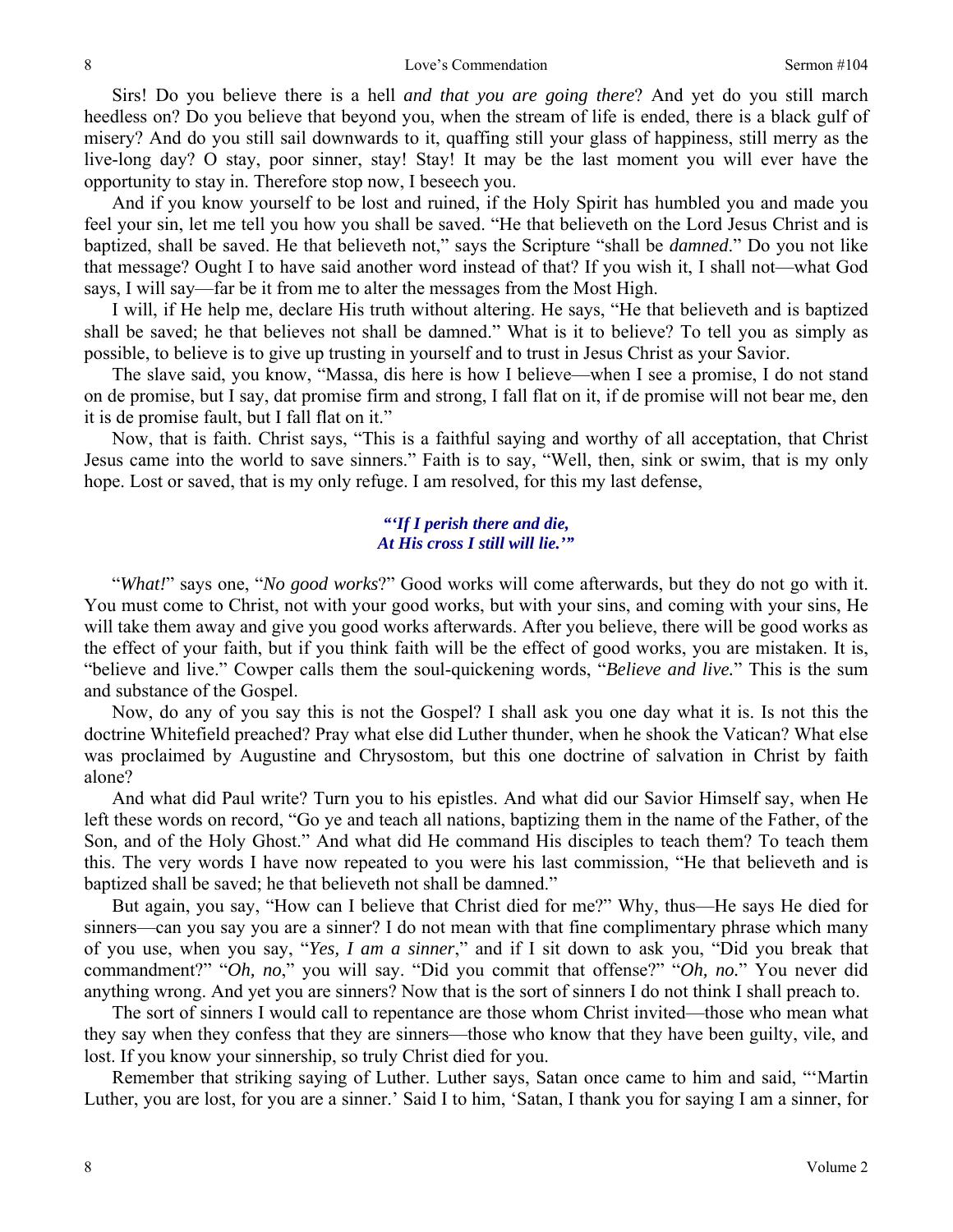Sirs! Do you believe there is a hell *and that you are going there*? And yet do you still march heedless on? Do you believe that beyond you, when the stream of life is ended, there is a black gulf of misery? And do you still sail downwards to it, quaffing still your glass of happiness, still merry as the live-long day? O stay, poor sinner, stay! Stay! It may be the last moment you will ever have the opportunity to stay in. Therefore stop now, I beseech you.

And if you know yourself to be lost and ruined, if the Holy Spirit has humbled you and made you feel your sin, let me tell you how you shall be saved. "He that believeth on the Lord Jesus Christ and is baptized, shall be saved. He that believeth not," says the Scripture "shall be *damned*." Do you not like that message? Ought I to have said another word instead of that? If you wish it, I shall not—what God says, I will say—far be it from me to alter the messages from the Most High.

I will, if He help me, declare His truth without altering. He says, "He that believeth and is baptized shall be saved; he that believes not shall be damned." What is it to believe? To tell you as simply as possible, to believe is to give up trusting in yourself and to trust in Jesus Christ as your Savior.

The slave said, you know, "Massa, dis here is how I believe—when I see a promise, I do not stand on de promise, but I say, dat promise firm and strong, I fall flat on it, if de promise will not bear me, den it is de promise fault, but I fall flat on it."

Now, that is faith. Christ says, "This is a faithful saying and worthy of all acceptation, that Christ Jesus came into the world to save sinners." Faith is to say, "Well, then, sink or swim, that is my only hope. Lost or saved, that is my only refuge. I am resolved, for this my last defense,

> ***"'If I perish there and die,***
> ***At His cross I still will lie.'"***

"*What!*" says one, "*No good works*?" Good works will come afterwards, but they do not go with it. You must come to Christ, not with your good works, but with your sins, and coming with your sins, He will take them away and give you good works afterwards. After you believe, there will be good works as the effect of your faith, but if you think faith will be the effect of good works, you are mistaken. It is, "believe and live." Cowper calls them the soul-quickening words, "*Believe and live.*" This is the sum and substance of the Gospel.

Now, do any of you say this is not the Gospel? I shall ask you one day what it is. Is not this the doctrine Whitefield preached? Pray what else did Luther thunder, when he shook the Vatican? What else was proclaimed by Augustine and Chrysostom, but this one doctrine of salvation in Christ by faith alone?

And what did Paul write? Turn you to his epistles. And what did our Savior Himself say, when He left these words on record, "Go ye and teach all nations, baptizing them in the name of the Father, of the Son, and of the Holy Ghost." And what did He command His disciples to teach them? To teach them this. The very words I have now repeated to you were his last commission, "He that believeth and is baptized shall be saved; he that believeth not shall be damned."

But again, you say, "How can I believe that Christ died for me?" Why, thus—He says He died for sinners—can you say you are a sinner? I do not mean with that fine complimentary phrase which many of you use, when you say, "*Yes, I am a sinner*," and if I sit down to ask you, "Did you break that commandment?" "*Oh, no*," you will say. "Did you commit that offense?" "*Oh, no.*" You never did anything wrong. And yet you are sinners? Now that is the sort of sinners I do not think I shall preach to.

The sort of sinners I would call to repentance are those whom Christ invited—those who mean what they say when they confess that they are sinners—those who know that they have been guilty, vile, and lost. If you know your sinnership, so truly Christ died for you.

Remember that striking saying of Luther. Luther says, Satan once came to him and said, "'Martin Luther, you are lost, for you are a sinner.' Said I to him, 'Satan, I thank you for saying I am a sinner, for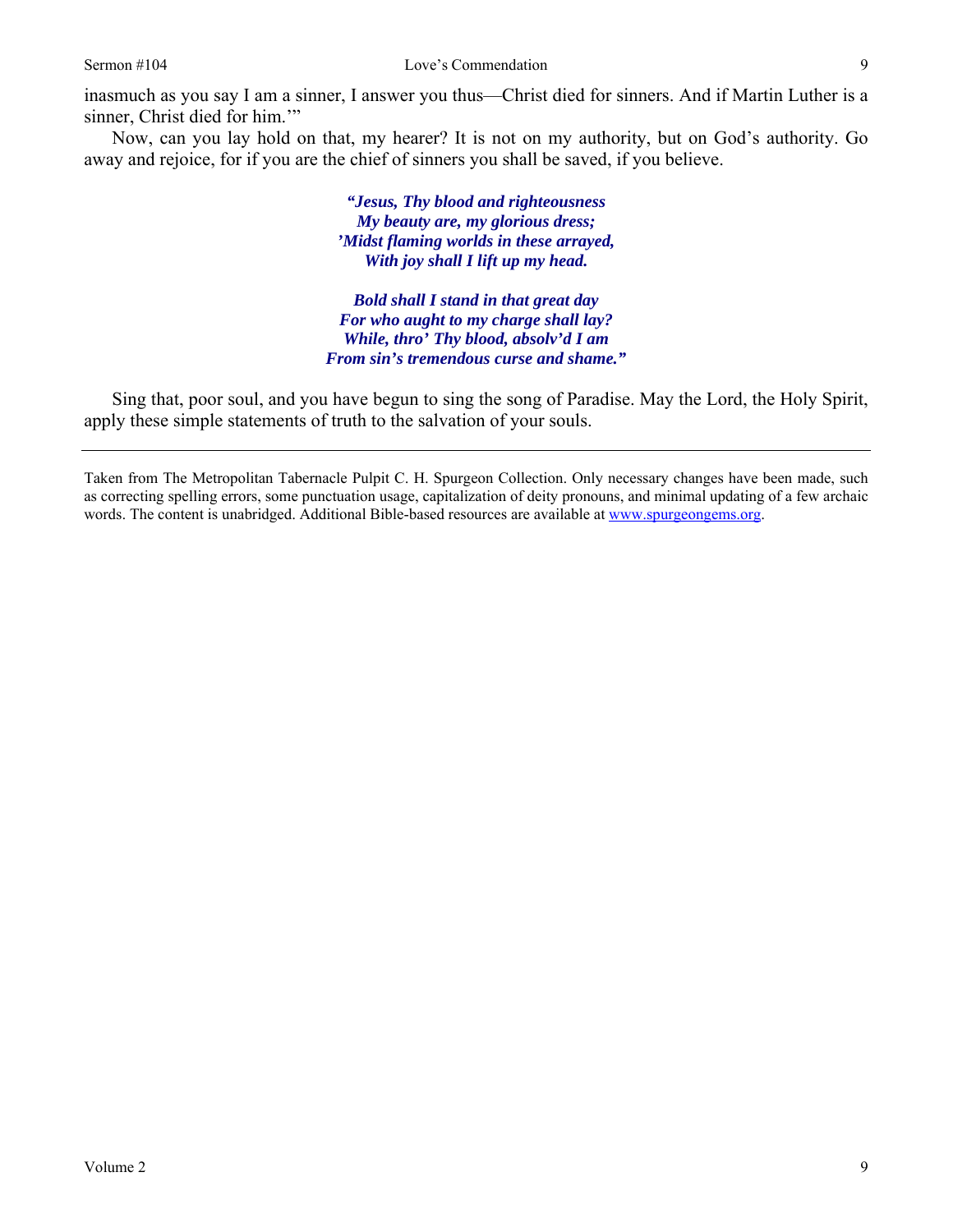inasmuch as you say I am a sinner, I answer you thus—Christ died for sinners. And if Martin Luther is a sinner, Christ died for him.'"

Now, can you lay hold on that, my hearer? It is not on my authority, but on God's authority. Go away and rejoice, for if you are the chief of sinners you shall be saved, if you believe.

> ***"Jesus, Thy blood and righteousness***
> ***My beauty are, my glorious dress;***
> ***'Midst flaming worlds in these arrayed,***
> ***With joy shall I lift up my head.***
>
> ***Bold shall I stand in that great day***
> ***For who aught to my charge shall lay?***
> ***While, thro' Thy blood, absolv'd I am***
> ***From sin's tremendous curse and shame."***

Sing that, poor soul, and you have begun to sing the song of Paradise. May the Lord, the Holy Spirit, apply these simple statements of truth to the salvation of your souls.

---

Taken from The Metropolitan Tabernacle Pulpit C. H. Spurgeon Collection. Only necessary changes have been made, such as correcting spelling errors, some punctuation usage, capitalization of deity pronouns, and minimal updating of a few archaic words. The content is unabridged. Additional Bible-based resources are available at www.spurgeongems.org.